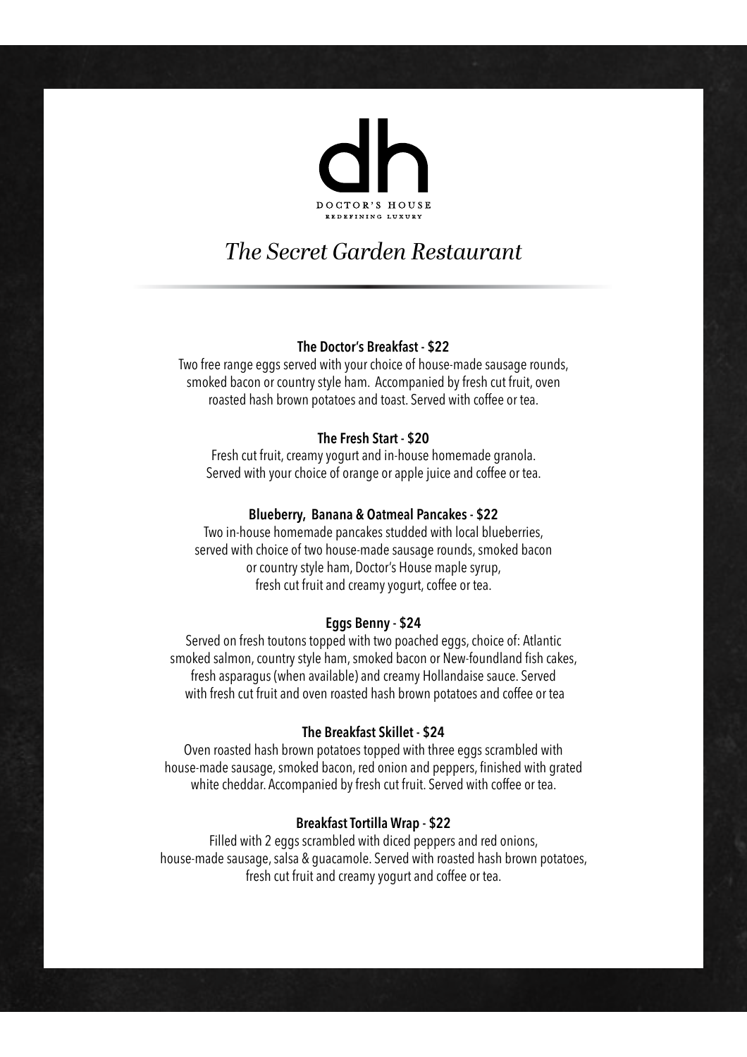# dh

DOCTOR'S HOUSE

REDEFINING LUXURY

## *The Secret Garden Restaurant*

### The Doctor's Breakfast - $22

Two free range eggs served with your choice of house-made sausage rounds, smoked bacon or country style ham.  Accompanied by fresh cut fruit, oven roasted hash brown potatoes and toast. Served with coffee or tea.

### The Fresh Start - $20

Fresh cut fruit, creamy yogurt and in-house homemade granola. Served with your choice of orange or apple juice and coffee or tea.

### Blueberry,  Banana & Oatmeal Pancakes - $22

Two in-house homemade pancakes studded with local blueberries, served with choice of two house-made sausage rounds, smoked bacon or country style ham, Doctor's House maple syrup, fresh cut fruit and creamy yogurt, coffee or tea.

### Eggs Benny - $24

Served on fresh toutons topped with two poached eggs, choice of: Atlantic smoked salmon, country style ham, smoked bacon or New-foundland fish cakes, fresh asparagus (when available) and creamy Hollandaise sauce. Served with fresh cut fruit and oven roasted hash brown potatoes and coffee or tea

### The Breakfast Skillet - $24

Oven roasted hash brown potatoes topped with three eggs scrambled with house-made sausage, smoked bacon, red onion and peppers, finished with grated white cheddar. Accompanied by fresh cut fruit. Served with coffee or tea.

### Breakfast Tortilla Wrap - $22

Filled with 2 eggs scrambled with diced peppers and red onions, house-made sausage, salsa & guacamole. Served with roasted hash brown potatoes, fresh cut fruit and creamy yogurt and coffee or tea.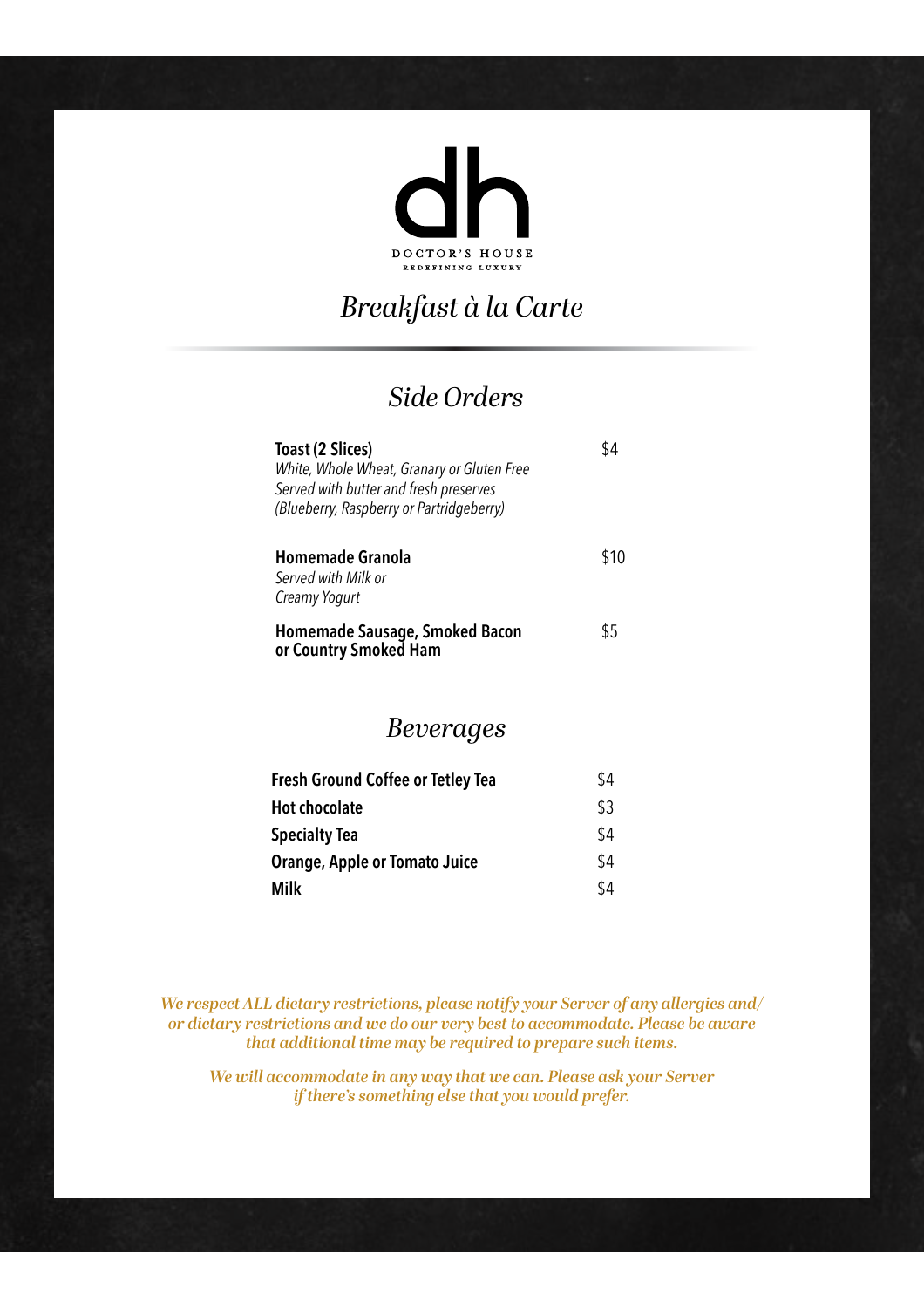dh

DOCTOR'S HOUSE

REDEFINING LUXURY

# *Breakfast à la Carte*

## *Side Orders*

**Toast (2 Slices)** — $4
*White, Whole Wheat, Granary or Gluten Free*
*Served with butter and fresh preserves*
*(Blueberry, Raspberry or Partridgeberry)*

**Homemade Granola** — $10
*Served with Milk or*
*Creamy Yogurt*

**Homemade Sausage, Smoked Bacon or Country Smoked Ham** — $5

## *Beverages*

| | |
|---|---|
| **Fresh Ground Coffee or Tetley Tea** | $4 |
| **Hot chocolate** | $3 |
| **Specialty Tea** | $4 |
| **Orange, Apple or Tomato Juice** | $4 |
| **Milk** | $4 |

*We respect ALL dietary restrictions, please notify your Server of any allergies and/or dietary restrictions and we do our very best to accommodate. Please be aware that additional time may be required to prepare such items.*

*We will accommodate in any way that we can. Please ask your Server if there's something else that you would prefer.*